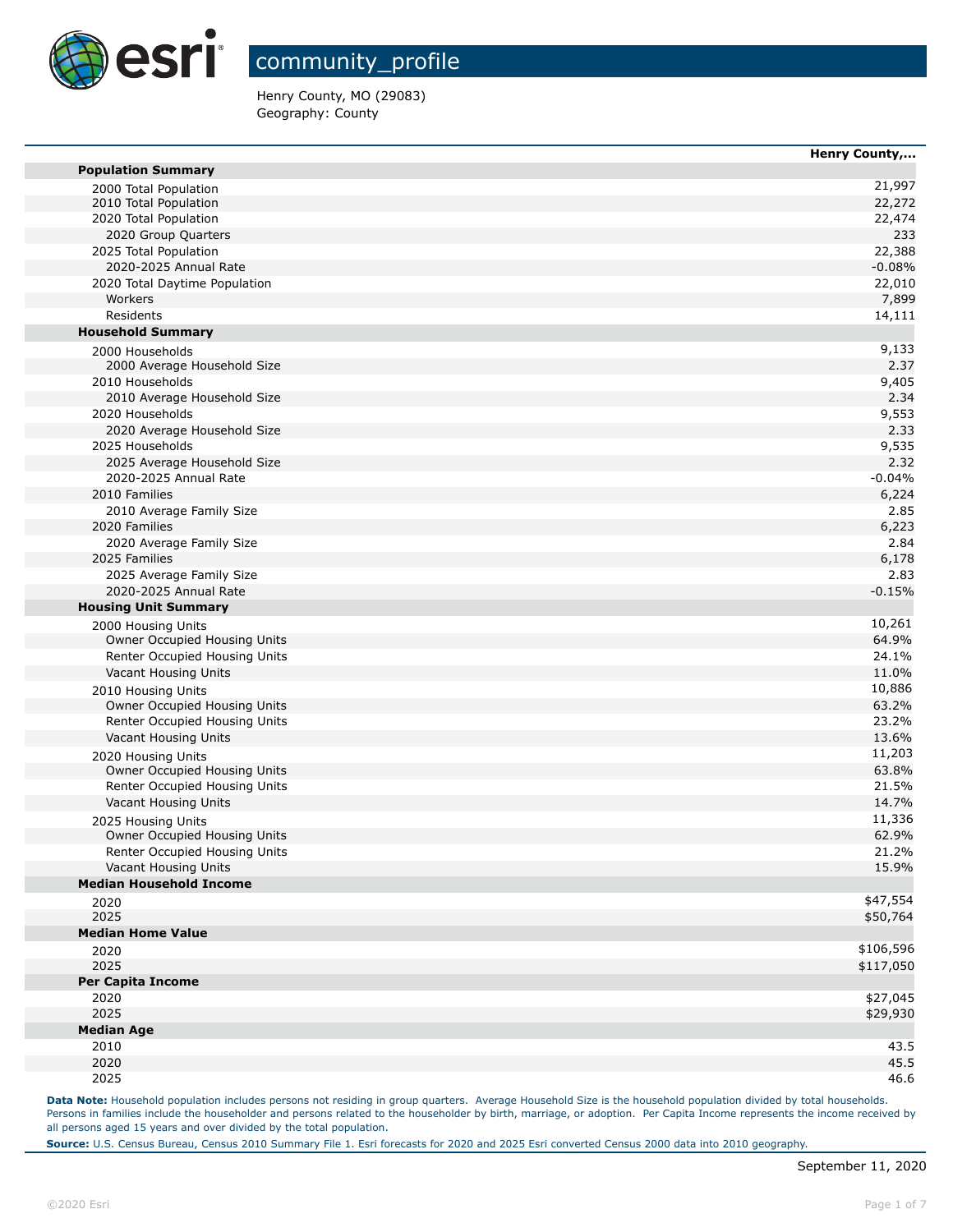# community_profile

Henry County, MO (29083)
Geography: County

| | Henry County,... |
|---|---|
| **Population Summary** | |
| 2000 Total Population | 21,997 |
| 2010 Total Population | 22,272 |
| 2020 Total Population | 22,474 |
| 2020 Group Quarters | 233 |
| 2025 Total Population | 22,388 |
| 2020-2025 Annual Rate | -0.08% |
| 2020 Total Daytime Population | 22,010 |
| Workers | 7,899 |
| Residents | 14,111 |
| **Household Summary** | |
| 2000 Households | 9,133 |
| 2000 Average Household Size | 2.37 |
| 2010 Households | 9,405 |
| 2010 Average Household Size | 2.34 |
| 2020 Households | 9,553 |
| 2020 Average Household Size | 2.33 |
| 2025 Households | 9,535 |
| 2025 Average Household Size | 2.32 |
| 2020-2025 Annual Rate | -0.04% |
| 2010 Families | 6,224 |
| 2010 Average Family Size | 2.85 |
| 2020 Families | 6,223 |
| 2020 Average Family Size | 2.84 |
| 2025 Families | 6,178 |
| 2025 Average Family Size | 2.83 |
| 2020-2025 Annual Rate | -0.15% |
| **Housing Unit Summary** | |
| 2000 Housing Units | 10,261 |
| Owner Occupied Housing Units | 64.9% |
| Renter Occupied Housing Units | 24.1% |
| Vacant Housing Units | 11.0% |
| 2010 Housing Units | 10,886 |
| Owner Occupied Housing Units | 63.2% |
| Renter Occupied Housing Units | 23.2% |
| Vacant Housing Units | 13.6% |
| 2020 Housing Units | 11,203 |
| Owner Occupied Housing Units | 63.8% |
| Renter Occupied Housing Units | 21.5% |
| Vacant Housing Units | 14.7% |
| 2025 Housing Units | 11,336 |
| Owner Occupied Housing Units | 62.9% |
| Renter Occupied Housing Units | 21.2% |
| Vacant Housing Units | 15.9% |
| **Median Household Income** | |
| 2020 | $47,554 |
| 2025 | $50,764 |
| **Median Home Value** | |
| 2020 | $106,596 |
| 2025 | $117,050 |
| **Per Capita Income** | |
| 2020 | $27,045 |
| 2025 | $29,930 |
| **Median Age** | |
| 2010 | 43.5 |
| 2020 | 45.5 |
| 2025 | 46.6 |

**Data Note:** Household population includes persons not residing in group quarters. Average Household Size is the household population divided by total households. Persons in families include the householder and persons related to the householder by birth, marriage, or adoption. Per Capita Income represents the income received by all persons aged 15 years and over divided by the total population.

**Source:** U.S. Census Bureau, Census 2010 Summary File 1. Esri forecasts for 2020 and 2025 Esri converted Census 2000 data into 2010 geography.

September 11, 2020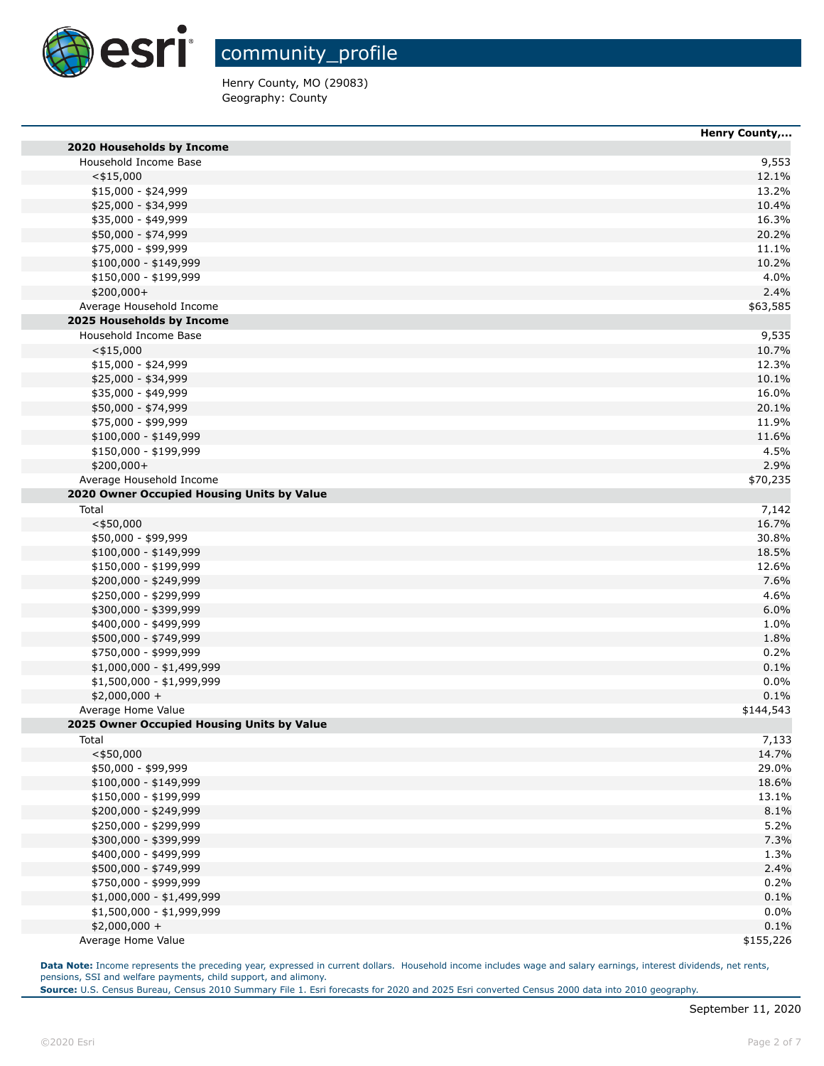# community_profile

Henry County, MO (29083)
Geography: County

| | Henry County,... |
|---|---|
| **2020 Households by Income** | |
| Household Income Base | 9,553 |
| <$15,000 | 12.1% |
| $15,000 - $24,999 | 13.2% |
| $25,000 - $34,999 | 10.4% |
| $35,000 - $49,999 | 16.3% |
| $50,000 - $74,999 | 20.2% |
| $75,000 - $99,999 | 11.1% |
| $100,000 - $149,999 | 10.2% |
| $150,000 - $199,999 | 4.0% |
| $200,000+ | 2.4% |
| Average Household Income | $63,585 |
| **2025 Households by Income** | |
| Household Income Base | 9,535 |
| <$15,000 | 10.7% |
| $15,000 - $24,999 | 12.3% |
| $25,000 - $34,999 | 10.1% |
| $35,000 - $49,999 | 16.0% |
| $50,000 - $74,999 | 20.1% |
| $75,000 - $99,999 | 11.9% |
| $100,000 - $149,999 | 11.6% |
| $150,000 - $199,999 | 4.5% |
| $200,000+ | 2.9% |
| Average Household Income | $70,235 |
| **2020 Owner Occupied Housing Units by Value** | |
| Total | 7,142 |
| <$50,000 | 16.7% |
| $50,000 - $99,999 | 30.8% |
| $100,000 - $149,999 | 18.5% |
| $150,000 - $199,999 | 12.6% |
| $200,000 - $249,999 | 7.6% |
| $250,000 - $299,999 | 4.6% |
| $300,000 - $399,999 | 6.0% |
| $400,000 - $499,999 | 1.0% |
| $500,000 - $749,999 | 1.8% |
| $750,000 - $999,999 | 0.2% |
| $1,000,000 - $1,499,999 | 0.1% |
| $1,500,000 - $1,999,999 | 0.0% |
| $2,000,000 + | 0.1% |
| Average Home Value | $144,543 |
| **2025 Owner Occupied Housing Units by Value** | |
| Total | 7,133 |
| <$50,000 | 14.7% |
| $50,000 - $99,999 | 29.0% |
| $100,000 - $149,999 | 18.6% |
| $150,000 - $199,999 | 13.1% |
| $200,000 - $249,999 | 8.1% |
| $250,000 - $299,999 | 5.2% |
| $300,000 - $399,999 | 7.3% |
| $400,000 - $499,999 | 1.3% |
| $500,000 - $749,999 | 2.4% |
| $750,000 - $999,999 | 0.2% |
| $1,000,000 - $1,499,999 | 0.1% |
| $1,500,000 - $1,999,999 | 0.0% |
| $2,000,000 + | 0.1% |
| Average Home Value | $155,226 |

**Data Note:** Income represents the preceding year, expressed in current dollars. Household income includes wage and salary earnings, interest dividends, net rents, pensions, SSI and welfare payments, child support, and alimony.
**Source:** U.S. Census Bureau, Census 2010 Summary File 1. Esri forecasts for 2020 and 2025 Esri converted Census 2000 data into 2010 geography.

September 11, 2020

©2020 Esri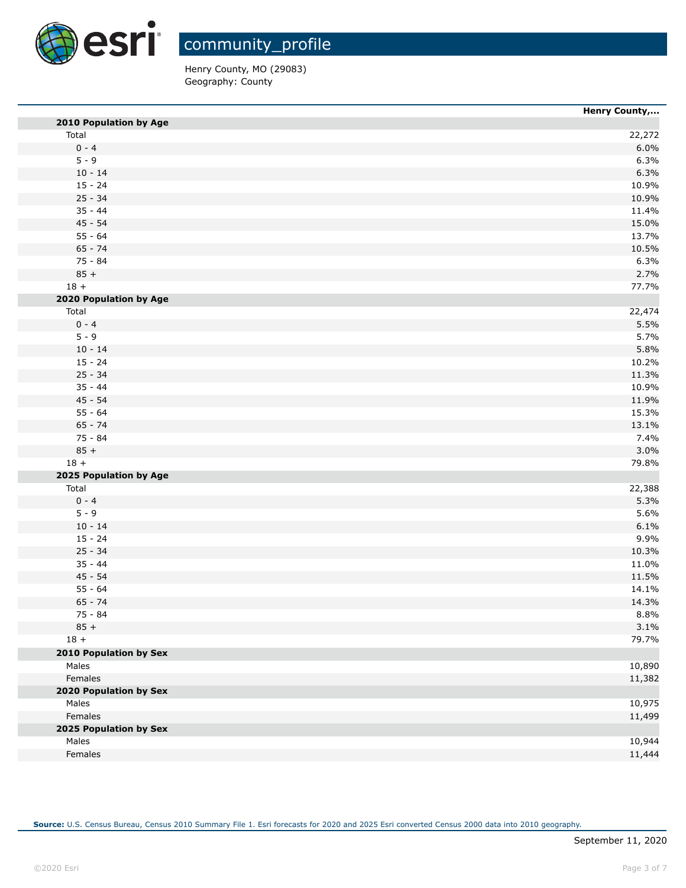# community_profile

Henry County, MO (29083)
Geography: County

| | Henry County,... |
|---|---|
| **2010 Population by Age** | |
| Total | 22,272 |
| 0 - 4 | 6.0% |
| 5 - 9 | 6.3% |
| 10 - 14 | 6.3% |
| 15 - 24 | 10.9% |
| 25 - 34 | 10.9% |
| 35 - 44 | 11.4% |
| 45 - 54 | 15.0% |
| 55 - 64 | 13.7% |
| 65 - 74 | 10.5% |
| 75 - 84 | 6.3% |
| 85 + | 2.7% |
| 18 + | 77.7% |
| **2020 Population by Age** | |
| Total | 22,474 |
| 0 - 4 | 5.5% |
| 5 - 9 | 5.7% |
| 10 - 14 | 5.8% |
| 15 - 24 | 10.2% |
| 25 - 34 | 11.3% |
| 35 - 44 | 10.9% |
| 45 - 54 | 11.9% |
| 55 - 64 | 15.3% |
| 65 - 74 | 13.1% |
| 75 - 84 | 7.4% |
| 85 + | 3.0% |
| 18 + | 79.8% |
| **2025 Population by Age** | |
| Total | 22,388 |
| 0 - 4 | 5.3% |
| 5 - 9 | 5.6% |
| 10 - 14 | 6.1% |
| 15 - 24 | 9.9% |
| 25 - 34 | 10.3% |
| 35 - 44 | 11.0% |
| 45 - 54 | 11.5% |
| 55 - 64 | 14.1% |
| 65 - 74 | 14.3% |
| 75 - 84 | 8.8% |
| 85 + | 3.1% |
| 18 + | 79.7% |
| **2010 Population by Sex** | |
| Males | 10,890 |
| Females | 11,382 |
| **2020 Population by Sex** | |
| Males | 10,975 |
| Females | 11,499 |
| **2025 Population by Sex** | |
| Males | 10,944 |
| Females | 11,444 |

**Source:** U.S. Census Bureau, Census 2010 Summary File 1. Esri forecasts for 2020 and 2025 Esri converted Census 2000 data into 2010 geography.

September 11, 2020

©2020 Esri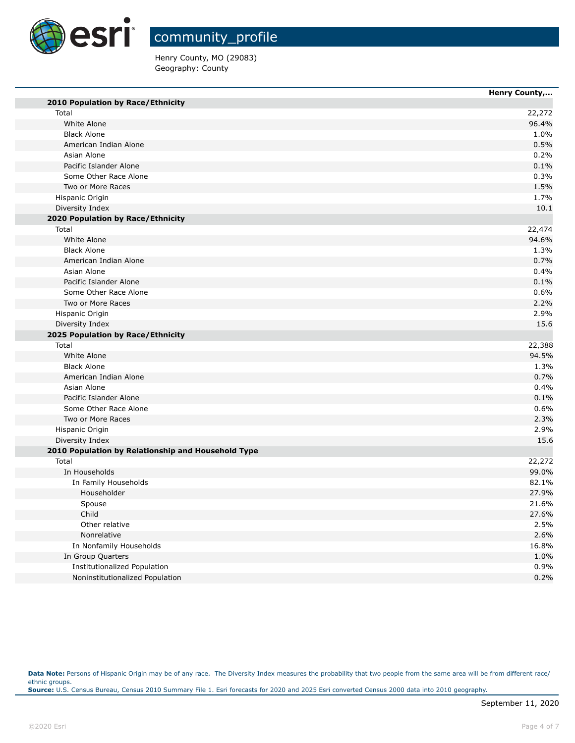# community_profile

Henry County, MO (29083)
Geography: County

| | Henry County,... |
|---|---|
| **2010 Population by Race/Ethnicity** | |
| Total | 22,272 |
| White Alone | 96.4% |
| Black Alone | 1.0% |
| American Indian Alone | 0.5% |
| Asian Alone | 0.2% |
| Pacific Islander Alone | 0.1% |
| Some Other Race Alone | 0.3% |
| Two or More Races | 1.5% |
| Hispanic Origin | 1.7% |
| Diversity Index | 10.1 |
| **2020 Population by Race/Ethnicity** | |
| Total | 22,474 |
| White Alone | 94.6% |
| Black Alone | 1.3% |
| American Indian Alone | 0.7% |
| Asian Alone | 0.4% |
| Pacific Islander Alone | 0.1% |
| Some Other Race Alone | 0.6% |
| Two or More Races | 2.2% |
| Hispanic Origin | 2.9% |
| Diversity Index | 15.6 |
| **2025 Population by Race/Ethnicity** | |
| Total | 22,388 |
| White Alone | 94.5% |
| Black Alone | 1.3% |
| American Indian Alone | 0.7% |
| Asian Alone | 0.4% |
| Pacific Islander Alone | 0.1% |
| Some Other Race Alone | 0.6% |
| Two or More Races | 2.3% |
| Hispanic Origin | 2.9% |
| Diversity Index | 15.6 |
| **2010 Population by Relationship and Household Type** | |
| Total | 22,272 |
| In Households | 99.0% |
| In Family Households | 82.1% |
| Householder | 27.9% |
| Spouse | 21.6% |
| Child | 27.6% |
| Other relative | 2.5% |
| Nonrelative | 2.6% |
| In Nonfamily Households | 16.8% |
| In Group Quarters | 1.0% |
| Institutionalized Population | 0.9% |
| Noninstitutionalized Population | 0.2% |

**Data Note:** Persons of Hispanic Origin may be of any race. The Diversity Index measures the probability that two people from the same area will be from different race/ethnic groups.
**Source:** U.S. Census Bureau, Census 2010 Summary File 1. Esri forecasts for 2020 and 2025 Esri converted Census 2000 data into 2010 geography.

September 11, 2020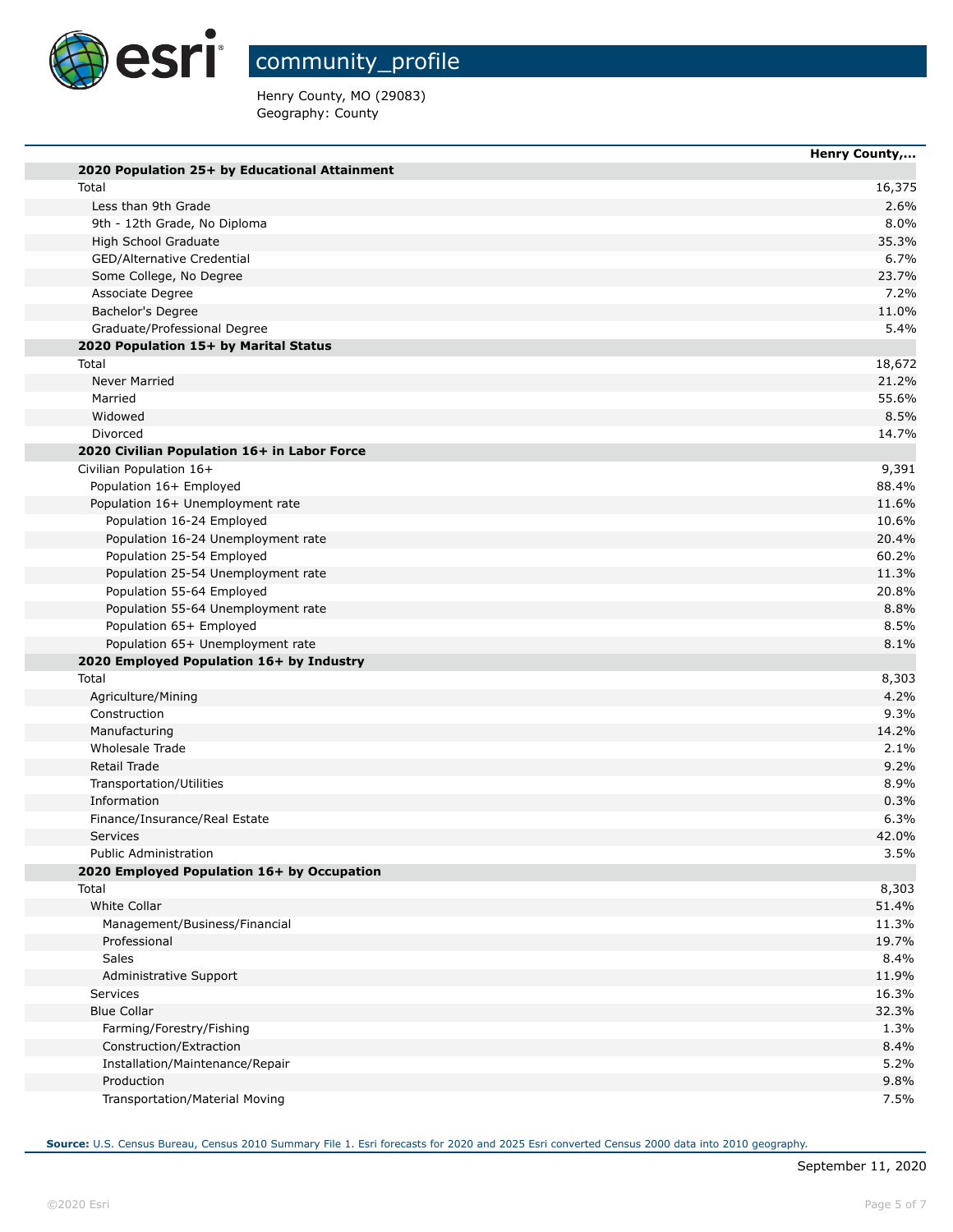# community_profile

Henry County, MO (29083)
Geography: County

| | Henry County,... |
|---|---|
| **2020 Population 25+ by Educational Attainment** | |
| Total | 16,375 |
| Less than 9th Grade | 2.6% |
| 9th - 12th Grade, No Diploma | 8.0% |
| High School Graduate | 35.3% |
| GED/Alternative Credential | 6.7% |
| Some College, No Degree | 23.7% |
| Associate Degree | 7.2% |
| Bachelor's Degree | 11.0% |
| Graduate/Professional Degree | 5.4% |
| **2020 Population 15+ by Marital Status** | |
| Total | 18,672 |
| Never Married | 21.2% |
| Married | 55.6% |
| Widowed | 8.5% |
| Divorced | 14.7% |
| **2020 Civilian Population 16+ in Labor Force** | |
| Civilian Population 16+ | 9,391 |
| Population 16+ Employed | 88.4% |
| Population 16+ Unemployment rate | 11.6% |
| Population 16-24 Employed | 10.6% |
| Population 16-24 Unemployment rate | 20.4% |
| Population 25-54 Employed | 60.2% |
| Population 25-54 Unemployment rate | 11.3% |
| Population 55-64 Employed | 20.8% |
| Population 55-64 Unemployment rate | 8.8% |
| Population 65+ Employed | 8.5% |
| Population 65+ Unemployment rate | 8.1% |
| **2020 Employed Population 16+ by Industry** | |
| Total | 8,303 |
| Agriculture/Mining | 4.2% |
| Construction | 9.3% |
| Manufacturing | 14.2% |
| Wholesale Trade | 2.1% |
| Retail Trade | 9.2% |
| Transportation/Utilities | 8.9% |
| Information | 0.3% |
| Finance/Insurance/Real Estate | 6.3% |
| Services | 42.0% |
| Public Administration | 3.5% |
| **2020 Employed Population 16+ by Occupation** | |
| Total | 8,303 |
| White Collar | 51.4% |
| Management/Business/Financial | 11.3% |
| Professional | 19.7% |
| Sales | 8.4% |
| Administrative Support | 11.9% |
| Services | 16.3% |
| Blue Collar | 32.3% |
| Farming/Forestry/Fishing | 1.3% |
| Construction/Extraction | 8.4% |
| Installation/Maintenance/Repair | 5.2% |
| Production | 9.8% |
| Transportation/Material Moving | 7.5% |

**Source:** U.S. Census Bureau, Census 2010 Summary File 1. Esri forecasts for 2020 and 2025 Esri converted Census 2000 data into 2010 geography.

September 11, 2020

©2020 Esri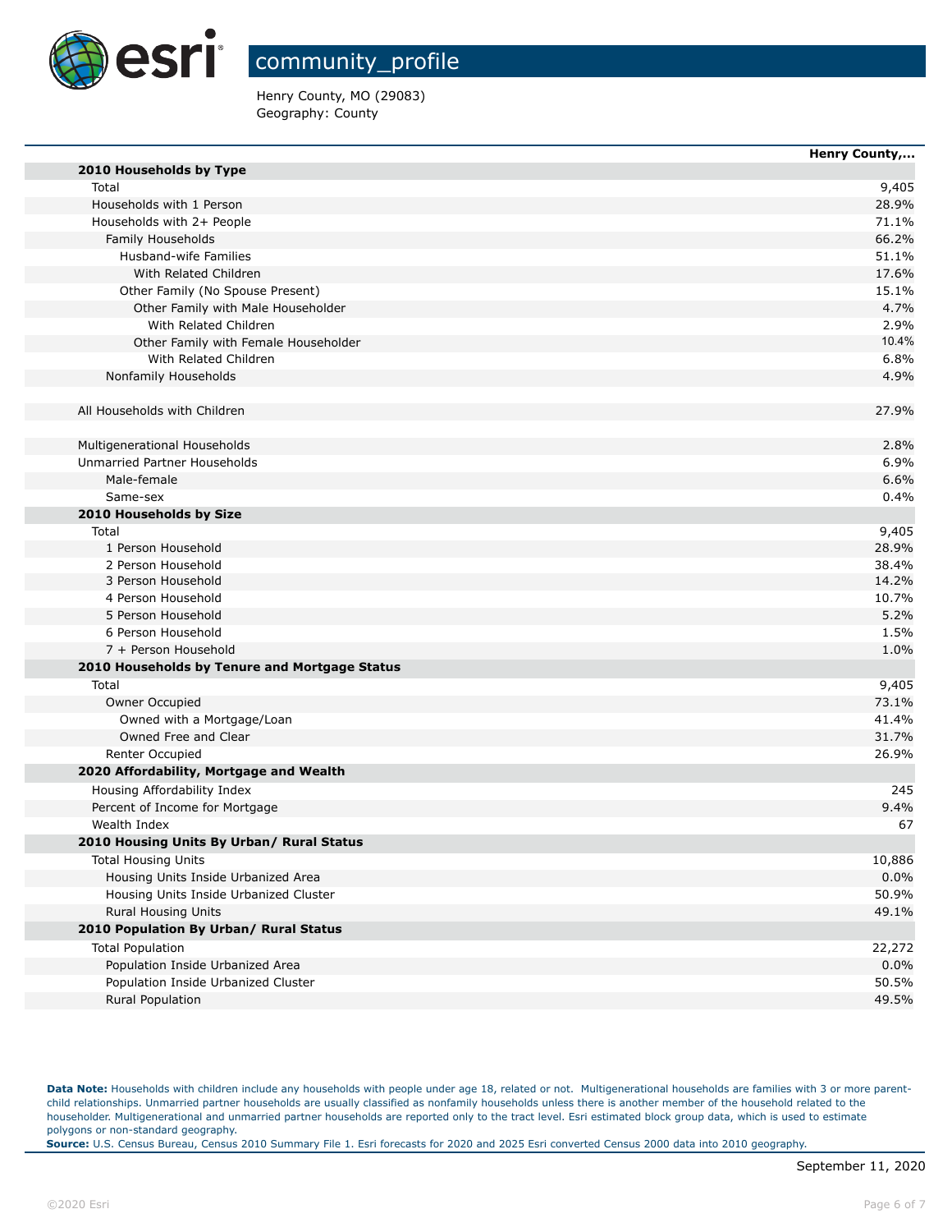# community_profile

Henry County, MO (29083)
Geography: County

| | Henry County,... |
|---|---|
| **2010 Households by Type** | |
| Total | 9,405 |
| Households with 1 Person | 28.9% |
| Households with 2+ People | 71.1% |
| Family Households | 66.2% |
| Husband-wife Families | 51.1% |
| With Related Children | 17.6% |
| Other Family (No Spouse Present) | 15.1% |
| Other Family with Male Householder | 4.7% |
| With Related Children | 2.9% |
| Other Family with Female Householder | 10.4% |
| With Related Children | 6.8% |
| Nonfamily Households | 4.9% |
| | |
| All Households with Children | 27.9% |
| | |
| Multigenerational Households | 2.8% |
| Unmarried Partner Households | 6.9% |
| Male-female | 6.6% |
| Same-sex | 0.4% |
| **2010 Households by Size** | |
| Total | 9,405 |
| 1 Person Household | 28.9% |
| 2 Person Household | 38.4% |
| 3 Person Household | 14.2% |
| 4 Person Household | 10.7% |
| 5 Person Household | 5.2% |
| 6 Person Household | 1.5% |
| 7 + Person Household | 1.0% |
| **2010 Households by Tenure and Mortgage Status** | |
| Total | 9,405 |
| Owner Occupied | 73.1% |
| Owned with a Mortgage/Loan | 41.4% |
| Owned Free and Clear | 31.7% |
| Renter Occupied | 26.9% |
| **2020 Affordability, Mortgage and Wealth** | |
| Housing Affordability Index | 245 |
| Percent of Income for Mortgage | 9.4% |
| Wealth Index | 67 |
| **2010 Housing Units By Urban/ Rural Status** | |
| Total Housing Units | 10,886 |
| Housing Units Inside Urbanized Area | 0.0% |
| Housing Units Inside Urbanized Cluster | 50.9% |
| Rural Housing Units | 49.1% |
| **2010 Population By Urban/ Rural Status** | |
| Total Population | 22,272 |
| Population Inside Urbanized Area | 0.0% |
| Population Inside Urbanized Cluster | 50.5% |
| Rural Population | 49.5% |

**Data Note:** Households with children include any households with people under age 18, related or not. Multigenerational households are families with 3 or more parent-child relationships. Unmarried partner households are usually classified as nonfamily households unless there is another member of the household related to the householder. Multigenerational and unmarried partner households are reported only to the tract level. Esri estimated block group data, which is used to estimate polygons or non-standard geography.
**Source:** U.S. Census Bureau, Census 2010 Summary File 1. Esri forecasts for 2020 and 2025 Esri converted Census 2000 data into 2010 geography.

September 11, 2020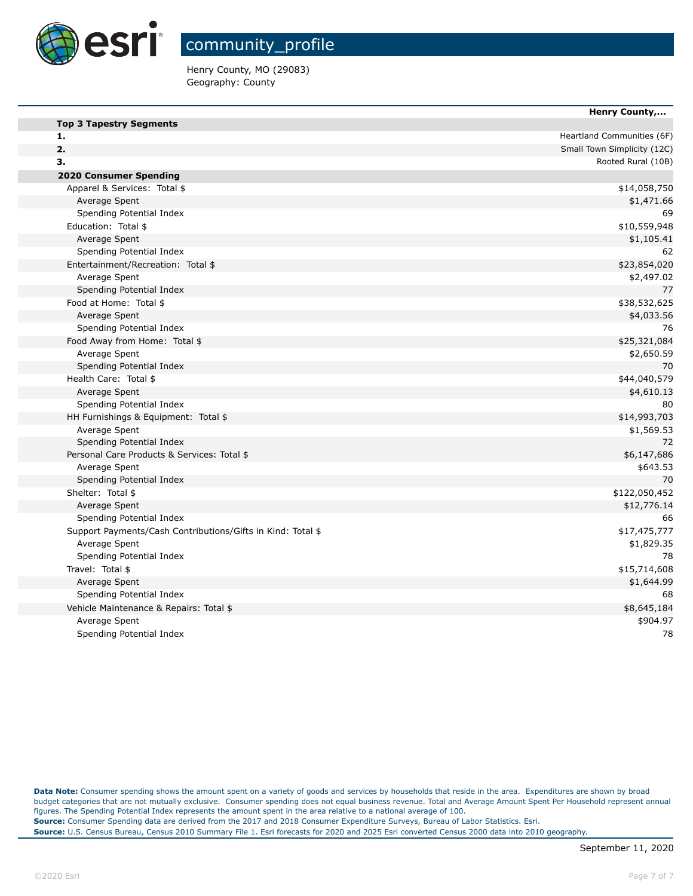# community_profile

Henry County, MO (29083)
Geography: County

| | Henry County,... |
|---|---|
| **Top 3 Tapestry Segments** | |
| 1. | Heartland Communities (6F) |
| 2. | Small Town Simplicity (12C) |
| 3. | Rooted Rural (10B) |
| **2020 Consumer Spending** | |
| Apparel & Services: Total $ | $14,058,750 |
| Average Spent | $1,471.66 |
| Spending Potential Index | 69 |
| Education: Total $ | $10,559,948 |
| Average Spent | $1,105.41 |
| Spending Potential Index | 62 |
| Entertainment/Recreation: Total $ | $23,854,020 |
| Average Spent | $2,497.02 |
| Spending Potential Index | 77 |
| Food at Home: Total $ | $38,532,625 |
| Average Spent | $4,033.56 |
| Spending Potential Index | 76 |
| Food Away from Home: Total $ | $25,321,084 |
| Average Spent | $2,650.59 |
| Spending Potential Index | 70 |
| Health Care: Total $ | $44,040,579 |
| Average Spent | $4,610.13 |
| Spending Potential Index | 80 |
| HH Furnishings & Equipment: Total $ | $14,993,703 |
| Average Spent | $1,569.53 |
| Spending Potential Index | 72 |
| Personal Care Products & Services: Total $ | $6,147,686 |
| Average Spent | $643.53 |
| Spending Potential Index | 70 |
| Shelter: Total $ | $122,050,452 |
| Average Spent | $12,776.14 |
| Spending Potential Index | 66 |
| Support Payments/Cash Contributions/Gifts in Kind: Total $ | $17,475,777 |
| Average Spent | $1,829.35 |
| Spending Potential Index | 78 |
| Travel: Total $ | $15,714,608 |
| Average Spent | $1,644.99 |
| Spending Potential Index | 68 |
| Vehicle Maintenance & Repairs: Total $ | $8,645,184 |
| Average Spent | $904.97 |
| Spending Potential Index | 78 |

**Data Note:** Consumer spending shows the amount spent on a variety of goods and services by households that reside in the area. Expenditures are shown by broad budget categories that are not mutually exclusive. Consumer spending does not equal business revenue. Total and Average Amount Spent Per Household represent annual figures. The Spending Potential Index represents the amount spent in the area relative to a national average of 100.
**Source:** Consumer Spending data are derived from the 2017 and 2018 Consumer Expenditure Surveys, Bureau of Labor Statistics. Esri.
**Source:** U.S. Census Bureau, Census 2010 Summary File 1. Esri forecasts for 2020 and 2025 Esri converted Census 2000 data into 2010 geography.

September 11, 2020

©2020 Esri